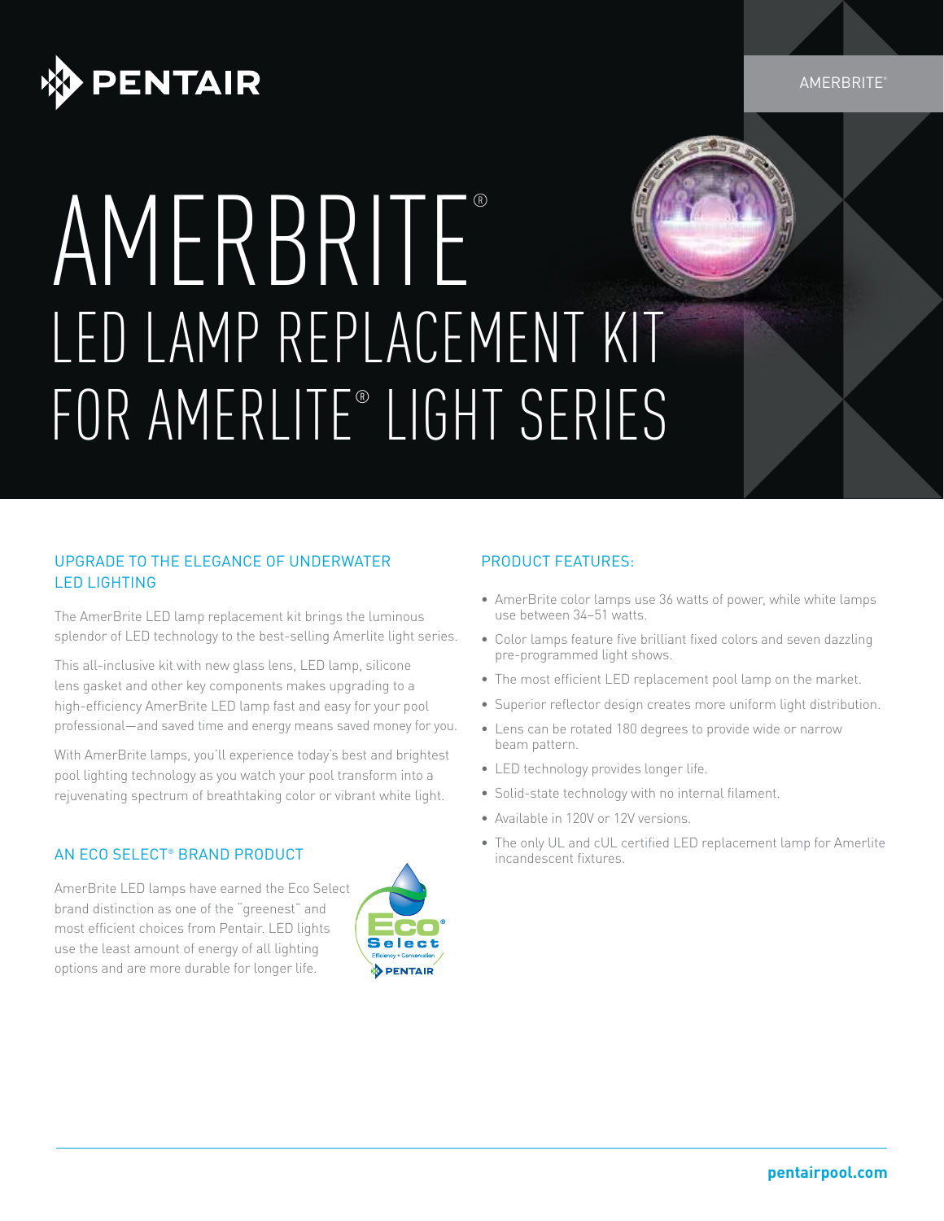# AMERBRITE®

## LED LAMP REPLACEMENT KIT FOR AMERLITE® LIGHT SERIES

### UPGRADE TO THE ELEGANCE OF UNDERWATER LED LIGHTING

The AmerBrite LED lamp replacement kit brings the luminous splendor of LED technology to the best-selling Amerlite light series.

This all-inclusive kit with new glass lens, LED lamp, silicone lens gasket and other key components makes upgrading to a high-efficiency AmerBrite LED lamp fast and easy for your pool professional—and saved time and energy means saved money for you.

With AmerBrite lamps, you'll experience today's best and brightest pool lighting technology as you watch your pool transform into a rejuvenating spectrum of breathtaking color or vibrant white light.

### AN ECO SELECT® BRAND PRODUCT

AmerBrite LED lamps have earned the Eco Select brand distinction as one of the "greenest" and most efficient choices from Pentair. LED lights use the least amount of energy of all lighting options and are more durable for longer life.

### PRODUCT FEATURES:

- AmerBrite color lamps use 36 watts of power, while white lamps use between 34–51 watts.
- Color lamps feature five brilliant fixed colors and seven dazzling pre-programmed light shows.
- The most efficient LED replacement pool lamp on the market.
- Superior reflector design creates more uniform light distribution.
- Lens can be rotated 180 degrees to provide wide or narrow beam pattern.
- LED technology provides longer life.
- Solid-state technology with no internal filament.
- Available in 120V or 12V versions.
- The only UL and cUL certified LED replacement lamp for Amerlite incandescent fixtures.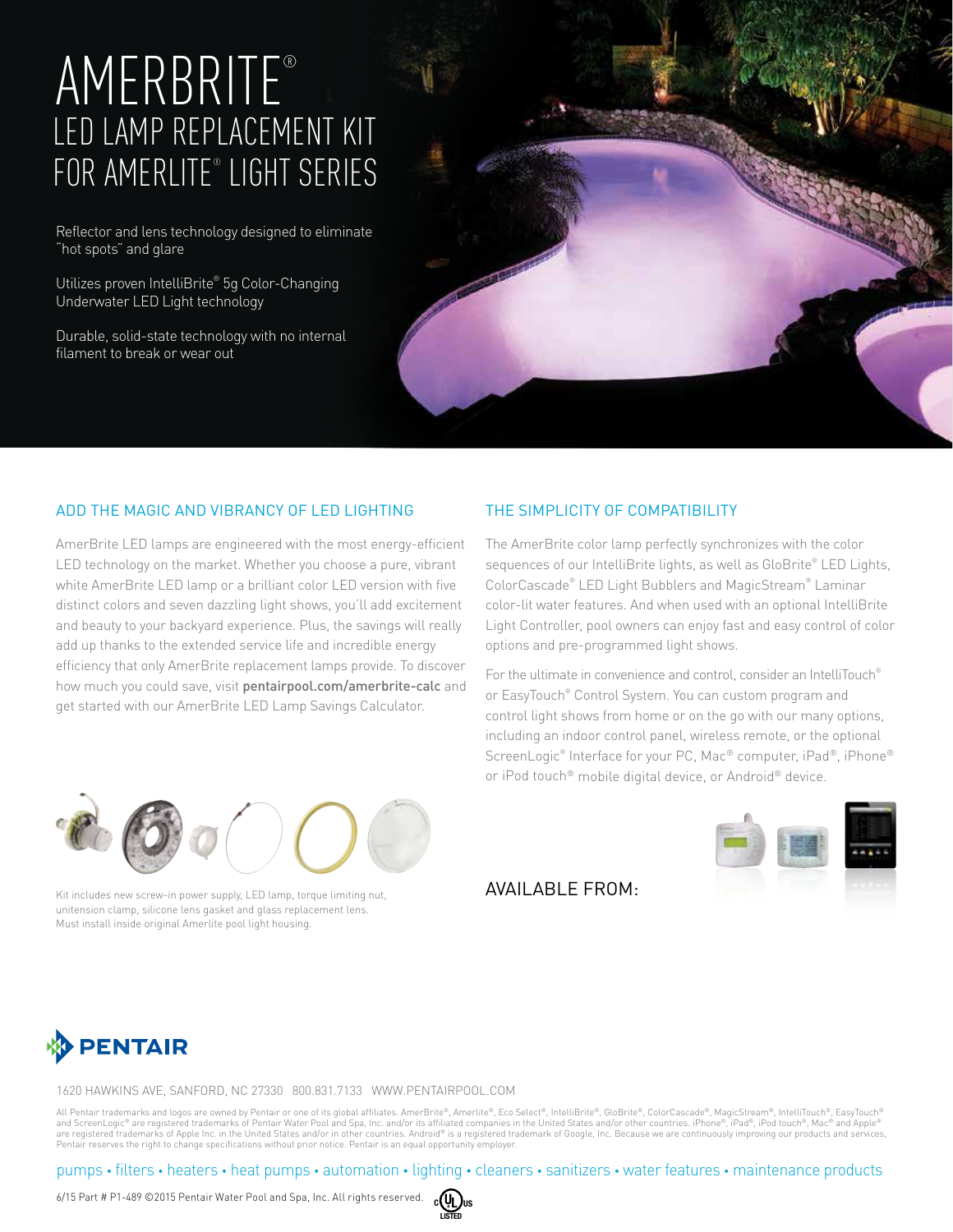# AMERBRITE®

## LED LAMP REPLACEMENT KIT FOR AMERLITE® LIGHT SERIES

Reflector and lens technology designed to eliminate "hot spots" and glare

Utilizes proven IntelliBrite® 5g Color-Changing Underwater LED Light technology

Durable, solid-state technology with no internal filament to break or wear out

### ADD THE MAGIC AND VIBRANCY OF LED LIGHTING

AmerBrite LED lamps are engineered with the most energy-efficient LED technology on the market. Whether you choose a pure, vibrant white AmerBrite LED lamp or a brilliant color LED version with five distinct colors and seven dazzling light shows, you'll add excitement and beauty to your backyard experience. Plus, the savings will really add up thanks to the extended service life and incredible energy efficiency that only AmerBrite replacement lamps provide. To discover how much you could save, visit **pentairpool.com/amerbrite-calc** and get started with our AmerBrite LED Lamp Savings Calculator.

Kit includes new screw-in power supply, LED lamp, torque limiting nut, unitension clamp, silicone lens gasket and glass replacement lens. Must install inside original Amerlite pool light housing.

### THE SIMPLICITY OF COMPATIBILITY

The AmerBrite color lamp perfectly synchronizes with the color sequences of our IntelliBrite lights, as well as GloBrite® LED Lights, ColorCascade® LED Light Bubblers and MagicStream® Laminar color-lit water features. And when used with an optional IntelliBrite Light Controller, pool owners can enjoy fast and easy control of color options and pre-programmed light shows.

For the ultimate in convenience and control, consider an IntelliTouch® or EasyTouch® Control System. You can custom program and control light shows from home or on the go with our many options, including an indoor control panel, wireless remote, or the optional ScreenLogic® Interface for your PC, Mac® computer, iPad®, iPhone® or iPod touch® mobile digital device, or Android® device.

AVAILABLE FROM:

**PENTAIR**

1620 HAWKINS AVE, SANFORD, NC 27330 800.831.7133 WWW.PENTAIRPOOL.COM

All Pentair trademarks and logos are owned by Pentair or one of its global affiliates. AmerBrite®, Amerlite®, Eco Select®, IntelliBrite®, GloBrite®, ColorCascade®, MagicStream®, IntelliTouch®, EasyTouch® and ScreenLogic® are registered trademarks of Pentair Water Pool and Spa, Inc. and/or its affiliated companies in the United States and/or other countries. iPhone®, iPad®, iPod touch®, Mac® and Apple® are registered trademarks of Apple Inc. in the United States and/or in other countries. Android® is a registered trademark of Google, Inc. Because we are continuously improving our products and services, Pentair reserves the right to change specifications without prior notice. Pentair is an equal opportunity employer.

pumps • filters • heaters • heat pumps • automation • lighting • cleaners • sanitizers • water features • maintenance products

6/15 Part # P1-489 ©2015 Pentair Water Pool and Spa, Inc. All rights reserved.